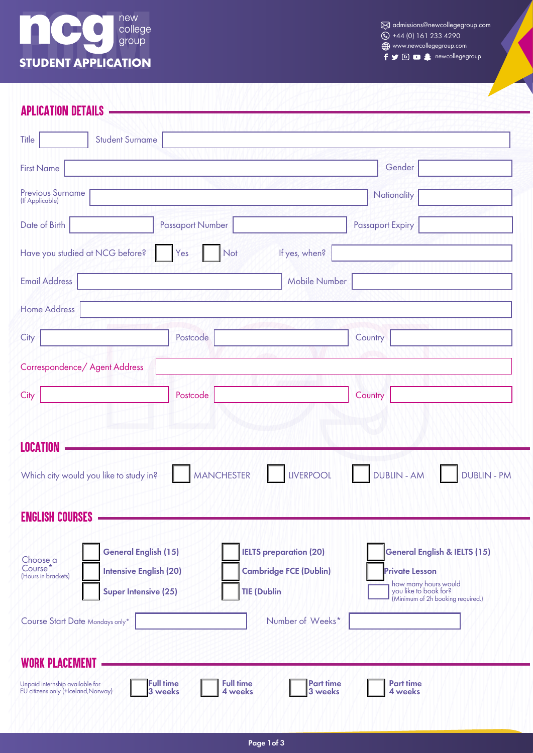# new college group

## STUDENT APPLICATION

admissions@newcollegegroup.com
+44 (0) 161 233 4290
www.newcollegegroup.com
newcollegegroup

## APLICATION DETAILS

Title ______ Student Surname ______

First Name ______ Gender ______

Previous Surname (If Applicable) ______ Nationality ______

Date of Birth ______ Passaport Number ______ Passaport Expiry ______

Have you studied at NCG before? ☐ Yes ☐ Not If yes, when? ______

Email Address ______ Mobile Number ______

Home Address ______

City ______ Postcode ______ Country ______

Correspondence/ Agent Address ______

City ______ Postcode ______ Country ______

## LOCATION

Which city would you like to study in? ☐ MANCHESTER ☐ LIVERPOOL ☐ DUBLIN - AM ☐ DUBLIN - PM

## ENGLISH COURSES

Choose a Course* (Hours in brackets)

- ☐ **General English (15)**
- ☐ **Intensive English (20)**
- ☐ **Super Intensive (25)**
- ☐ **IELTS preparation (20)**
- ☐ **Cambridge FCE (Dublin)**
- ☐ **TIE (Dublin**
- ☐ **General English & IELTS (15)**
- ☐ **Private Lesson**
- ☐ how many hours would you like to book for? (Minimum of 2h booking required.)

Course Start Date Mondays only* ______ Number of Weeks* ______

## WORK PLACEMENT

Unpaid internship available for EU citizens only (+Iceland,Norway)

☐ **Full time 3 weeks** ☐ **Full time 4 weeks** ☐ **Part time 3 weeks** ☐ **Part time 4 weeks**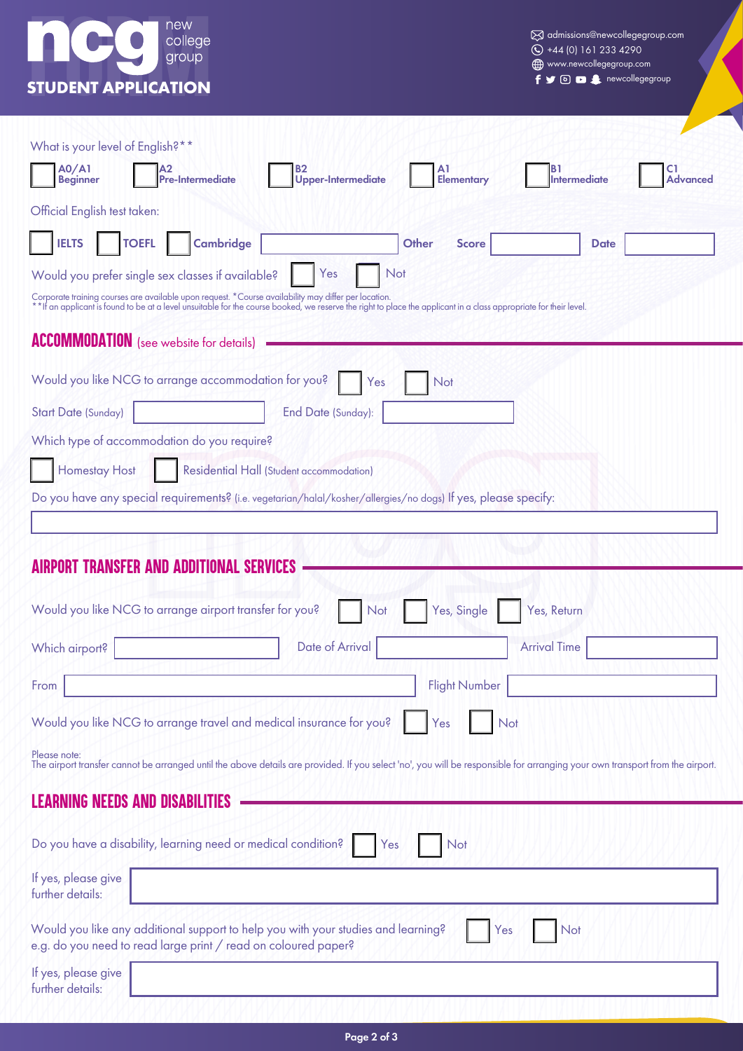# STUDENT APPLICATION

new college group

admissions@newcollegegroup.com
+44 (0) 161 233 4290
www.newcollegegroup.com
newcollegegroup

What is your level of English?**

☐ A0/A1 Beginner ☐ A2 Pre-Intermediate ☐ B2 Upper-Intermediate ☐ A1 Elementary ☐ B1 Intermediate ☐ C1 Advanced

Official English test taken:

☐ IELTS ☐ TOEFL ☐ Cambridge ______ Other Score ______ Date ______

Would you prefer single sex classes if available? ☐ Yes ☐ Not

Corporate training courses are available upon request. *Course availability may differ per location.
**If an applicant is found to be at a level unsuitable for the course booked, we reserve the right to place the applicant in a class appropriate for their level.

## ACCOMMODATION (see website for details)

Would you like NCG to arrange accommodation for you? ☐ Yes ☐ Not

Start Date (Sunday) ______ End Date (Sunday): ______

Which type of accommodation do you require?

☐ Homestay Host ☐ Residential Hall (Student accommodation)

Do you have any special requirements? (i.e. vegetarian/halal/kosher/allergies/no dogs) If yes, please specify:

______

## AIRPORT TRANSFER AND ADDITIONAL SERVICES

Would you like NCG to arrange airport transfer for you? ☐ Not ☐ Yes, Single ☐ Yes, Return

Which airport? ______ Date of Arrival ______ Arrival Time ______

From ______ Flight Number ______

Would you like NCG to arrange travel and medical insurance for you? ☐ Yes ☐ Not

Please note:
The airport transfer cannot be arranged until the above details are provided. If you select 'no', you will be responsible for arranging your own transport from the airport.

## LEARNING NEEDS AND DISABILITIES

Do you have a disability, learning need or medical condition? ☐ Yes ☐ Not

If yes, please give further details: ______

Would you like any additional support to help you with your studies and learning? ☐ Yes ☐ Not
e.g. do you need to read large print / read on coloured paper?

If yes, please give further details: ______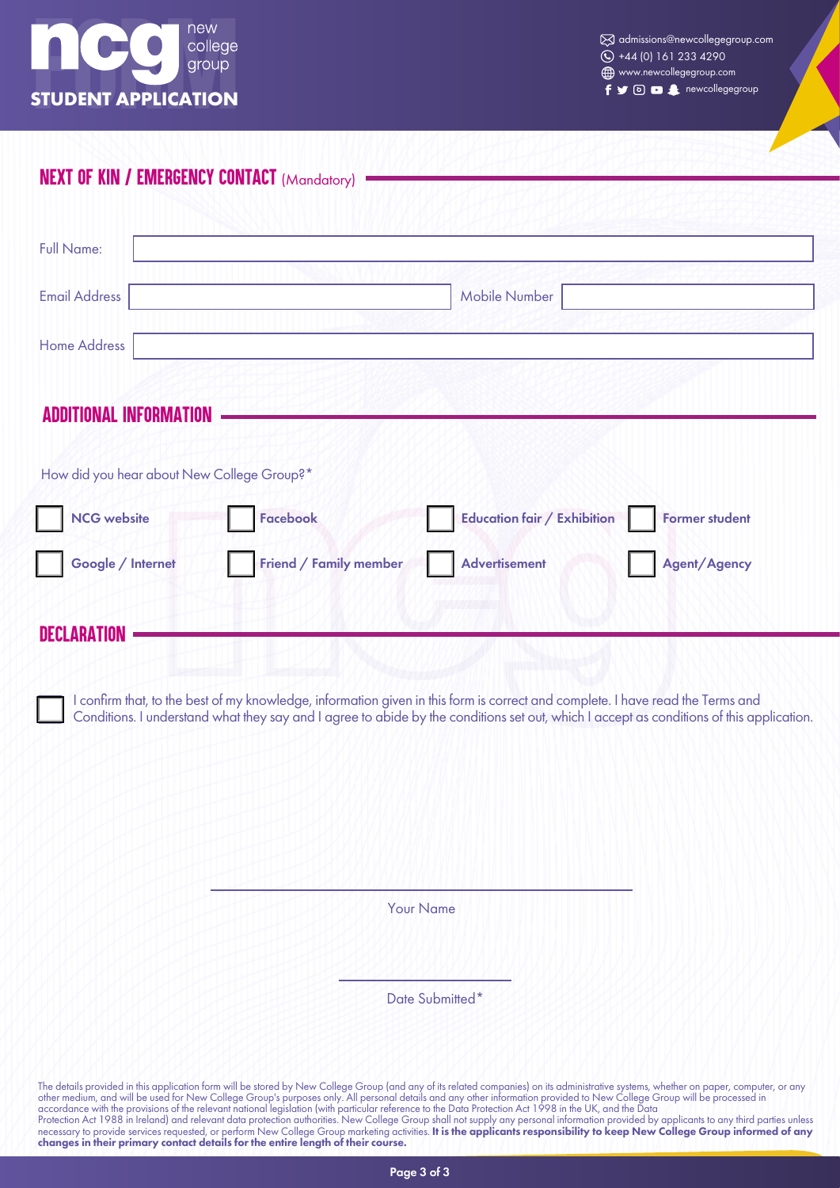## NEXT OF KIN / EMERGENCY CONTACT (Mandatory)

Full Name:

Email Address

Mobile Number

Home Address

## ADDITIONAL INFORMATION

How did you hear about New College Group?*

- [ ] NCG website
- [ ] Facebook
- [ ] Education fair / Exhibition
- [ ] Former student
- [ ] Google / Internet
- [ ] Friend / Family member
- [ ] Advertisement
- [ ] Agent/Agency

## DECLARATION

- [ ] I confirm that, to the best of my knowledge, information given in this form is correct and complete. I have read the Terms and Conditions. I understand what they say and I agree to abide by the conditions set out, which I accept as conditions of this application.

Your Name

Date Submitted*

The details provided in this application form will be stored by New College Group (and any of its related companies) on its administrative systems, whether on paper, computer, or any other medium, and will be used for New College Group's purposes only. All personal details and any other information provided to New College Group will be processed in accordance with the provisions of the relevant national legislation (with particular reference to the Data Protection Act 1998 in the UK, and the Data Protection Act 1988 in Ireland) and relevant data protection authorities. New College Group shall not supply any personal information provided by applicants to any third parties unless necessary to provide services requested, or perform New College Group marketing activities. **It is the applicants responsibility to keep New College Group informed of any changes in their primary contact details for the entire length of their course.**